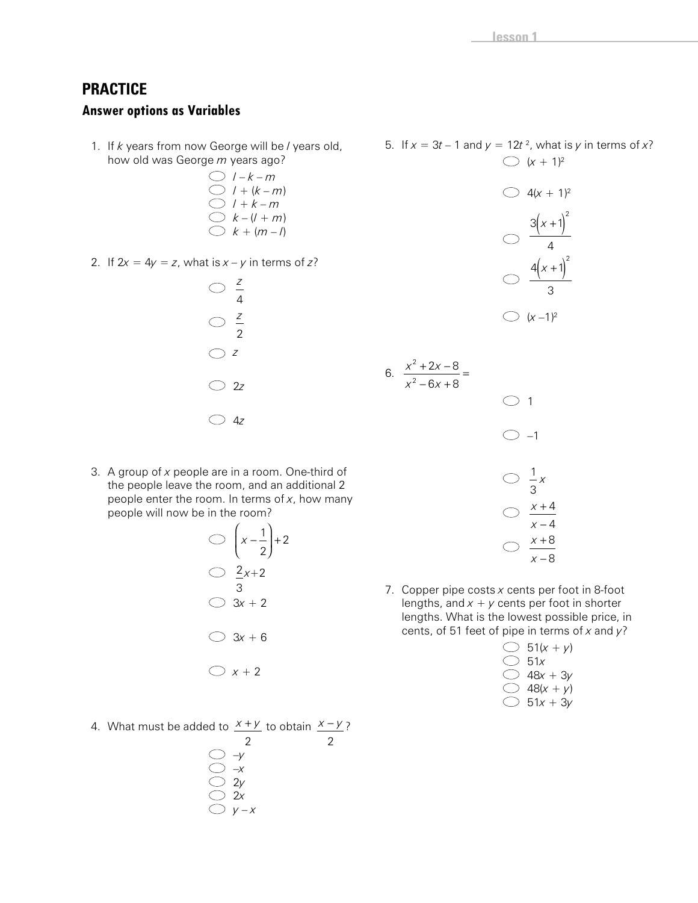## PRACTICE

### Answer options as Variables

1. If $k$ years from now George will be $l$ years old, how old was George $m$ years ago?

   - $l - k - m$
   - $l + (k - m)$
   - $l + k - m$
   - $k - (l + m)$
   - $k + (m - l)$

2. If $2x = 4y = z$, what is $x - y$ in terms of $z$?

   - $\frac{z}{4}$
   - $\frac{z}{2}$
   - $z$
   - $2z$
   - $4z$

3. A group of $x$ people are in a room. One-third of the people leave the room, and an additional 2 people enter the room. In terms of $x$, how many people will now be in the room?

   - $\left(x - \frac{1}{2}\right) + 2$
   - $\frac{2}{3}x + 2$
   - $3x + 2$
   - $3x + 6$
   - $x + 2$

4. What must be added to $\frac{x+y}{2}$ to obtain $\frac{x-y}{2}$?

   - $-y$
   - $-x$
   - $2y$
   - $2x$
   - $y - x$

5. If $x = 3t - 1$ and $y = 12t^2$, what is $y$ in terms of $x$?

   - $(x + 1)^2$
   - $4(x + 1)^2$
   - $\frac{3(x+1)^2}{4}$
   - $\frac{4(x+1)^2}{3}$
   - $(x - 1)^2$

6. $\frac{x^2 + 2x - 8}{x^2 - 6x + 8} =$

   - $1$
   - $-1$
   - $\frac{1}{3}x$
   - $\frac{x+4}{x-4}$
   - $\frac{x+8}{x-8}$

7. Copper pipe costs $x$ cents per foot in 8-foot lengths, and $x + y$ cents per foot in shorter lengths. What is the lowest possible price, in cents, of 51 feet of pipe in terms of $x$ and $y$?

   - $51(x + y)$
   - $51x$
   - $48x + 3y$
   - $48(x + y)$
   - $51x + 3y$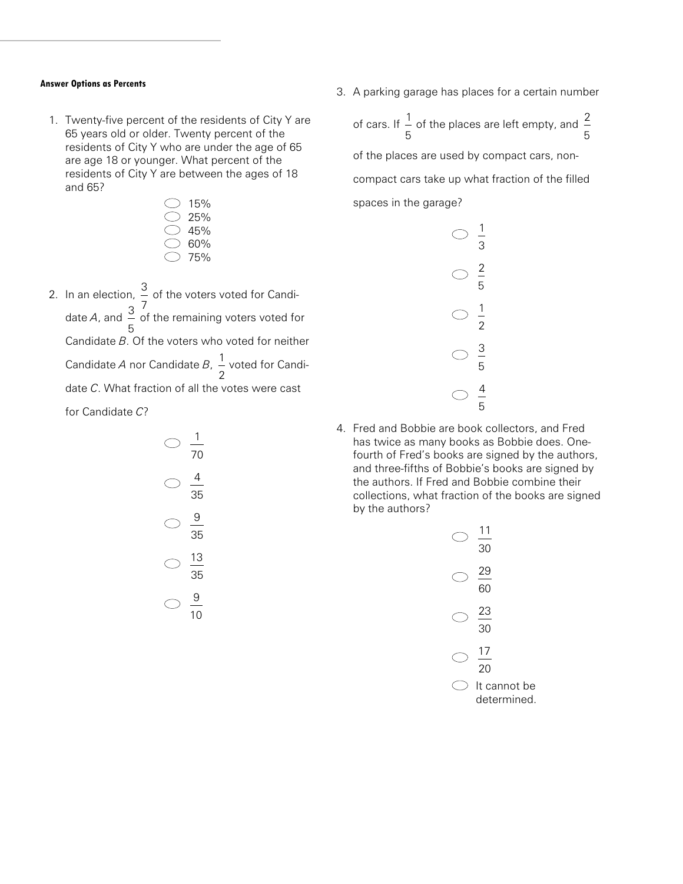**Answer Options as Percents**

1. Twenty-five percent of the residents of City Y are 65 years old or older. Twenty percent of the residents of City Y who are under the age of 65 are age 18 or younger. What percent of the residents of City Y are between the ages of 18 and 65?

   - 15%
   - 25%
   - 45%
   - 60%
   - 75%

2. In an election, $\frac{3}{7}$ of the voters voted for Candidate *A*, and $\frac{3}{5}$ of the remaining voters voted for Candidate *B*. Of the voters who voted for neither Candidate *A* nor Candidate *B*, $\frac{1}{2}$ voted for Candidate *C*. What fraction of all the votes were cast for Candidate *C*?

   - $\frac{1}{70}$
   - $\frac{4}{35}$
   - $\frac{9}{35}$
   - $\frac{13}{35}$
   - $\frac{9}{10}$

3. A parking garage has places for a certain number of cars. If $\frac{1}{5}$ of the places are left empty, and $\frac{2}{5}$ of the places are used by compact cars, non-compact cars take up what fraction of the filled spaces in the garage?

   - $\frac{1}{3}$
   - $\frac{2}{5}$
   - $\frac{1}{2}$
   - $\frac{3}{5}$
   - $\frac{4}{5}$

4. Fred and Bobbie are book collectors, and Fred has twice as many books as Bobbie does. One-fourth of Fred's books are signed by the authors, and three-fifths of Bobbie's books are signed by the authors. If Fred and Bobbie combine their collections, what fraction of the books are signed by the authors?

   - $\frac{11}{30}$
   - $\frac{29}{60}$
   - $\frac{23}{30}$
   - $\frac{17}{20}$
   - It cannot be determined.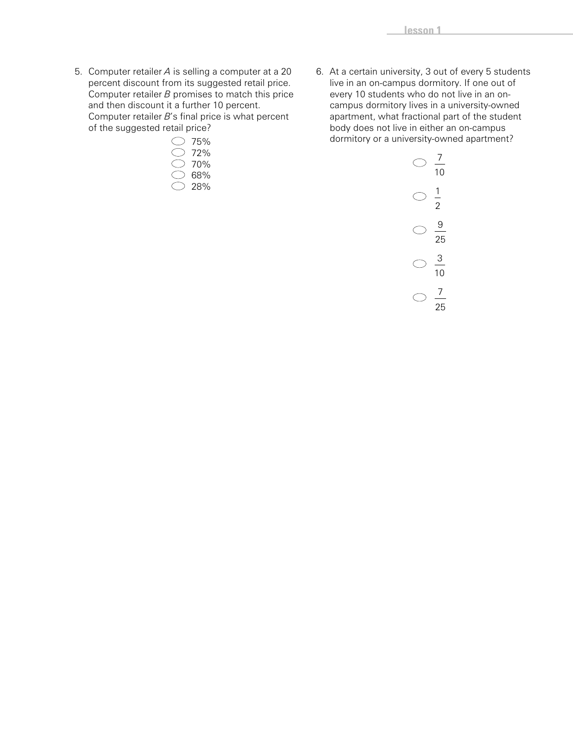5. Computer retailer *A* is selling a computer at a 20 percent discount from its suggested retail price. Computer retailer *B* promises to match this price and then discount it a further 10 percent. Computer retailer *B*'s final price is what percent of the suggested retail price?

   - 75%
   - 72%
   - 70%
   - 68%
   - 28%

6. At a certain university, 3 out of every 5 students live in an on-campus dormitory. If one out of every 10 students who do not live in an on-campus dormitory lives in a university-owned apartment, what fractional part of the student body does not live in either an on-campus dormitory or a university-owned apartment?

   - $\frac{7}{10}$
   - $\frac{1}{2}$
   - $\frac{9}{25}$
   - $\frac{3}{10}$
   - $\frac{7}{25}$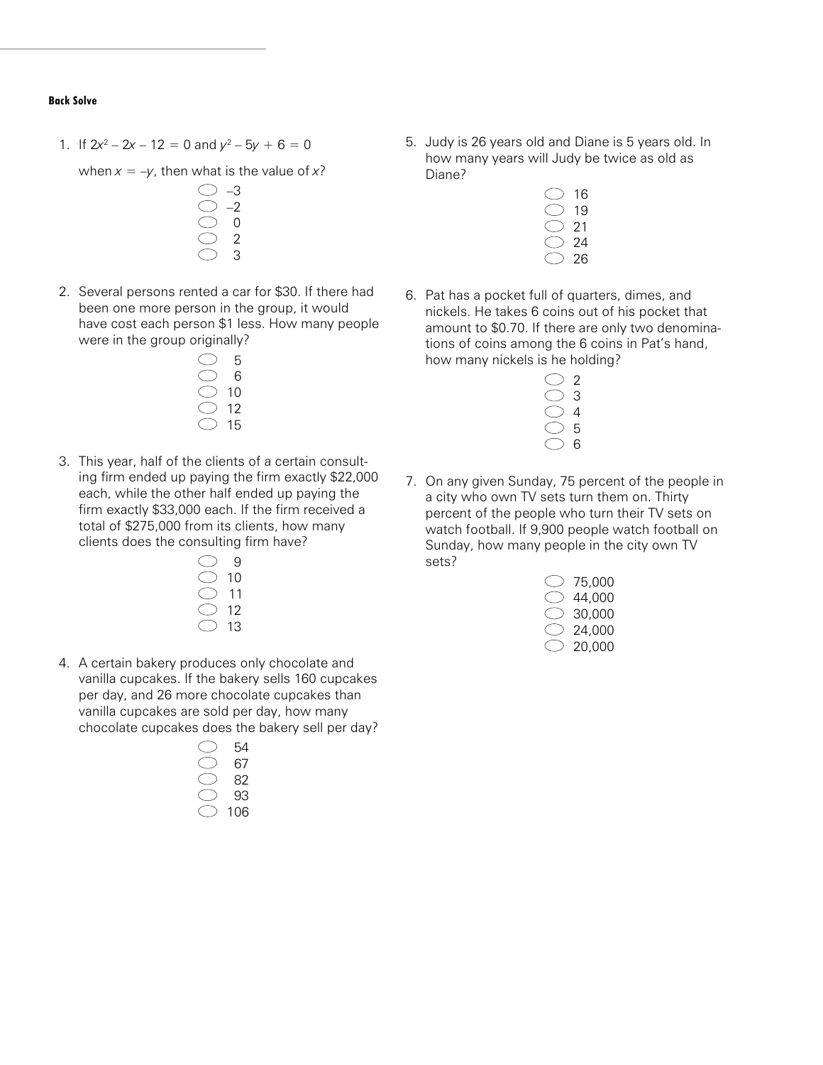**Back Solve**

1. If $2x^2 - 2x - 12 = 0$ and $y^2 - 5y + 6 = 0$

   when $x = -y$, then what is the value of $x$?

   - –3
   - –2
   - 0
   - 2
   - 3

2. Several persons rented a car for \$30. If there had been one more person in the group, it would have cost each person \$1 less. How many people were in the group originally?

   - 5
   - 6
   - 10
   - 12
   - 15

3. This year, half of the clients of a certain consulting firm ended up paying the firm exactly \$22,000 each, while the other half ended up paying the firm exactly \$33,000 each. If the firm received a total of \$275,000 from its clients, how many clients does the consulting firm have?

   - 9
   - 10
   - 11
   - 12
   - 13

4. A certain bakery produces only chocolate and vanilla cupcakes. If the bakery sells 160 cupcakes per day, and 26 more chocolate cupcakes than vanilla cupcakes are sold per day, how many chocolate cupcakes does the bakery sell per day?

   - 54
   - 67
   - 82
   - 93
   - 106

5. Judy is 26 years old and Diane is 5 years old. In how many years will Judy be twice as old as Diane?

   - 16
   - 19
   - 21
   - 24
   - 26

6. Pat has a pocket full of quarters, dimes, and nickels. He takes 6 coins out of his pocket that amount to \$0.70. If there are only two denominations of coins among the 6 coins in Pat's hand, how many nickels is he holding?

   - 2
   - 3
   - 4
   - 5
   - 6

7. On any given Sunday, 75 percent of the people in a city who own TV sets turn them on. Thirty percent of the people who turn their TV sets on watch football. If 9,900 people watch football on Sunday, how many people in the city own TV sets?

   - 75,000
   - 44,000
   - 30,000
   - 24,000
   - 20,000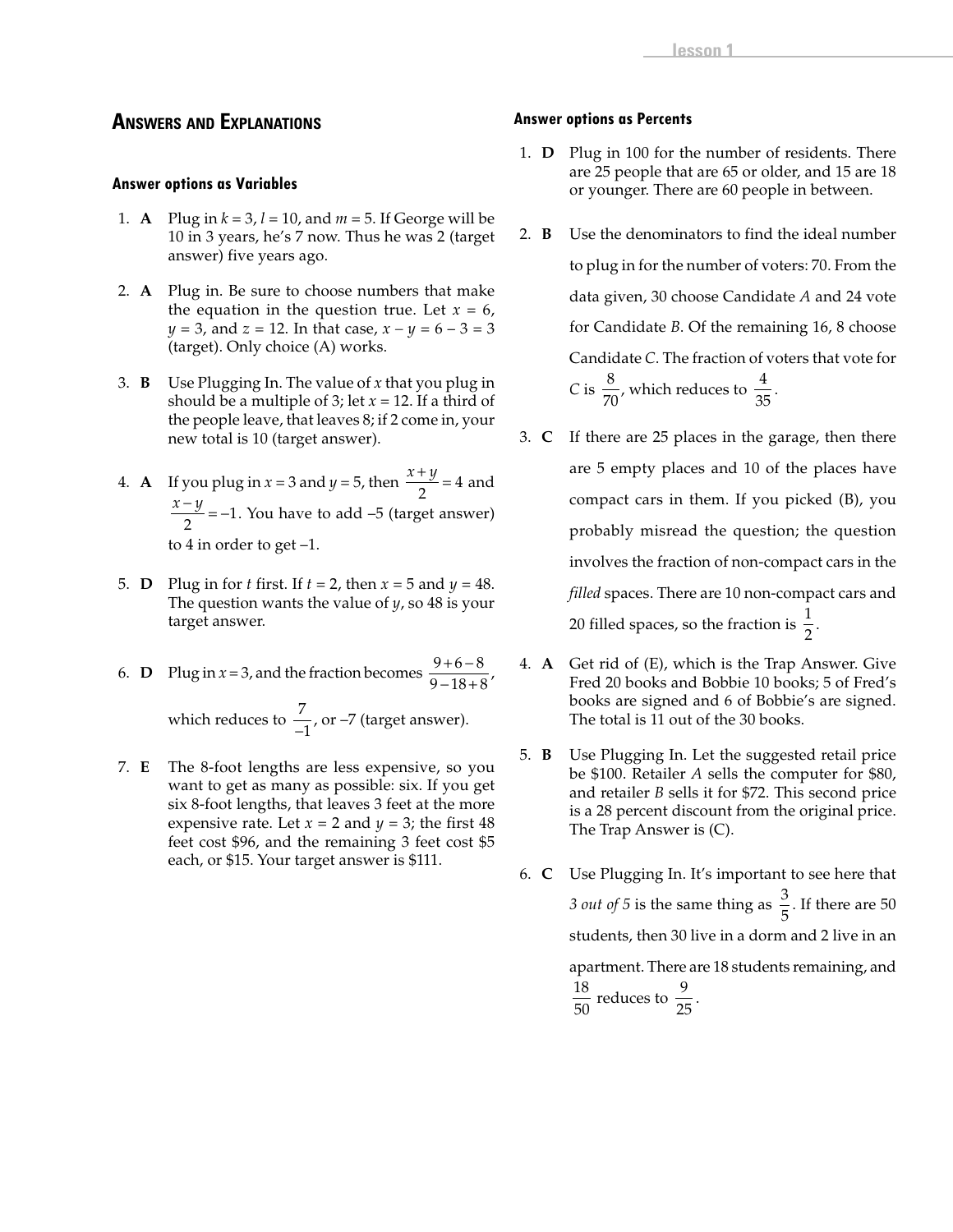## Answers and Explanations

### Answer options as Variables

1. **A** Plug in $k = 3$, $l = 10$, and $m = 5$. If George will be 10 in 3 years, he's 7 now. Thus he was 2 (target answer) five years ago.

2. **A** Plug in. Be sure to choose numbers that make the equation in the question true. Let $x = 6$, $y = 3$, and $z = 12$. In that case, $x - y = 6 - 3 = 3$ (target). Only choice (A) works.

3. **B** Use Plugging In. The value of $x$ that you plug in should be a multiple of 3; let $x = 12$. If a third of the people leave, that leaves 8; if 2 come in, your new total is 10 (target answer).

4. **A** If you plug in $x = 3$ and $y = 5$, then $\frac{x+y}{2} = 4$ and $\frac{x-y}{2} = -1$. You have to add $-5$ (target answer) to 4 in order to get $-1$.

5. **D** Plug in for $t$ first. If $t = 2$, then $x = 5$ and $y = 48$. The question wants the value of $y$, so 48 is your target answer.

6. **D** Plug in $x = 3$, and the fraction becomes $\frac{9+6-8}{9-18+8}$, which reduces to $\frac{7}{-1}$, or $-7$ (target answer).

7. **E** The 8-foot lengths are less expensive, so you want to get as many as possible: six. If you get six 8-foot lengths, that leaves 3 feet at the more expensive rate. Let $x = 2$ and $y = 3$; the first 48 feet cost \$96, and the remaining 3 feet cost \$5 each, or \$15. Your target answer is \$111.

### Answer options as Percents

1. **D** Plug in 100 for the number of residents. There are 25 people that are 65 or older, and 15 are 18 or younger. There are 60 people in between.

2. **B** Use the denominators to find the ideal number to plug in for the number of voters: 70. From the data given, 30 choose Candidate *A* and 24 vote for Candidate *B*. Of the remaining 16, 8 choose Candidate *C*. The fraction of voters that vote for *C* is $\frac{8}{70}$, which reduces to $\frac{4}{35}$.

3. **C** If there are 25 places in the garage, then there are 5 empty places and 10 of the places have compact cars in them. If you picked (B), you probably misread the question; the question involves the fraction of non-compact cars in the *filled* spaces. There are 10 non-compact cars and 20 filled spaces, so the fraction is $\frac{1}{2}$.

4. **A** Get rid of (E), which is the Trap Answer. Give Fred 20 books and Bobbie 10 books; 5 of Fred's books are signed and 6 of Bobbie's are signed. The total is 11 out of the 30 books.

5. **B** Use Plugging In. Let the suggested retail price be \$100. Retailer *A* sells the computer for \$80, and retailer *B* sells it for \$72. This second price is a 28 percent discount from the original price. The Trap Answer is (C).

6. **C** Use Plugging In. It's important to see here that *3 out of 5* is the same thing as $\frac{3}{5}$. If there are 50 students, then 30 live in a dorm and 2 live in an apartment. There are 18 students remaining, and $\frac{18}{50}$ reduces to $\frac{9}{25}$.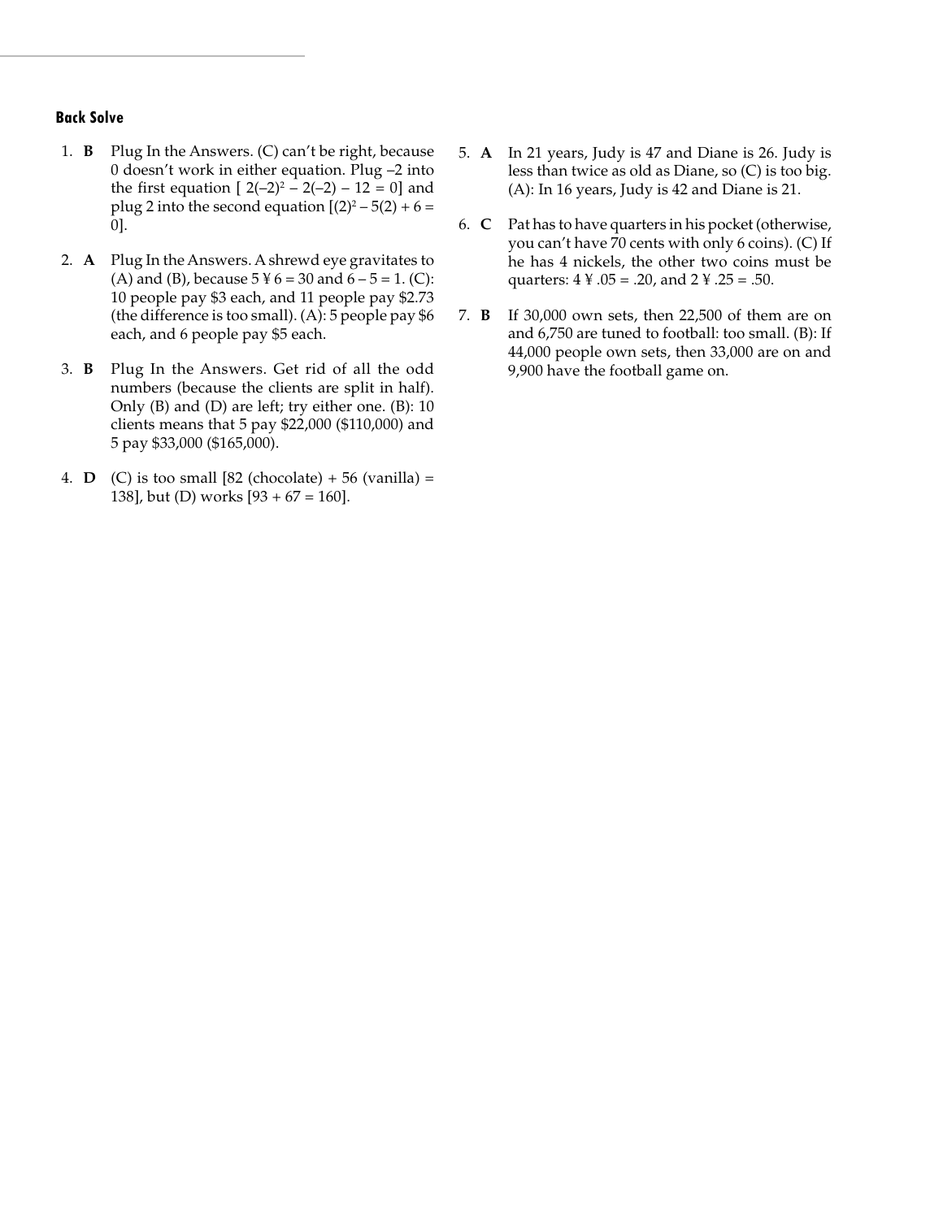### Back Solve

1. **B** Plug In the Answers. (C) can't be right, because 0 doesn't work in either equation. Plug –2 into the first equation $[2(-2)^2 - 2(-2) - 12 = 0]$ and plug 2 into the second equation $[(2)^2 - 5(2) + 6 = 0]$.

2. **A** Plug In the Answers. A shrewd eye gravitates to (A) and (B), because 5 ¥ 6 = 30 and 6 – 5 = 1. (C): 10 people pay $3 each, and 11 people pay $2.73 (the difference is too small). (A): 5 people pay $6 each, and 6 people pay $5 each.

3. **B** Plug In the Answers. Get rid of all the odd numbers (because the clients are split in half). Only (B) and (D) are left; try either one. (B): 10 clients means that 5 pay $22,000 ($110,000) and 5 pay $33,000 ($165,000).

4. **D** (C) is too small [82 (chocolate) + 56 (vanilla) = 138], but (D) works [93 + 67 = 160].

5. **A** In 21 years, Judy is 47 and Diane is 26. Judy is less than twice as old as Diane, so (C) is too big. (A): In 16 years, Judy is 42 and Diane is 21.

6. **C** Pat has to have quarters in his pocket (otherwise, you can't have 70 cents with only 6 coins). (C) If he has 4 nickels, the other two coins must be quarters: 4 ¥ .05 = .20, and 2 ¥ .25 = .50.

7. **B** If 30,000 own sets, then 22,500 of them are on and 6,750 are tuned to football: too small. (B): If 44,000 people own sets, then 33,000 are on and 9,900 have the football game on.